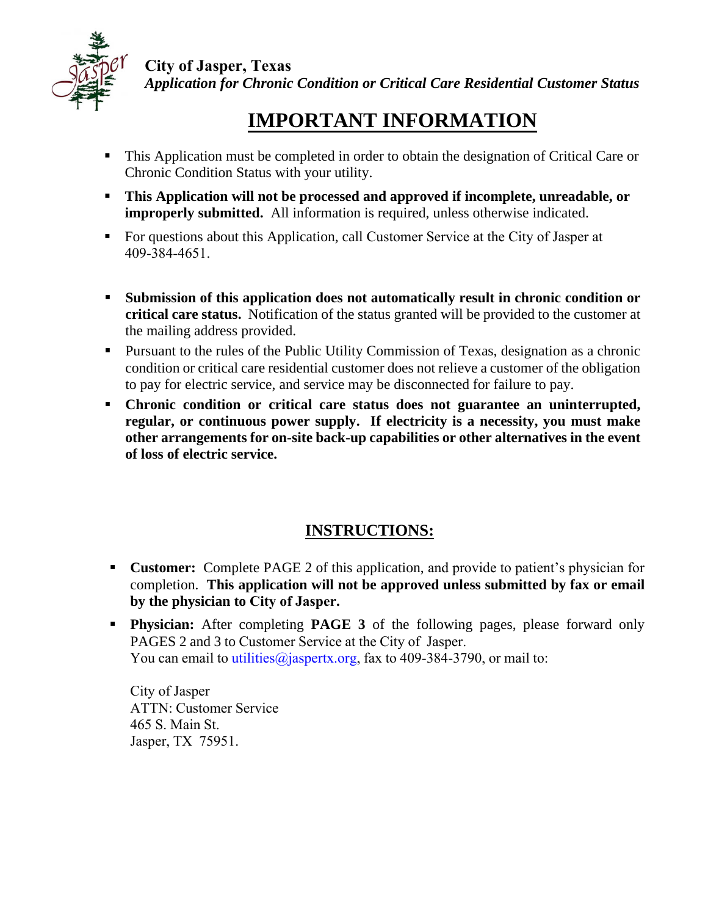**City of Jasper, Texas**
***Application for Chronic Condition or Critical Care Residential Customer Status***

# IMPORTANT INFORMATION

- This Application must be completed in order to obtain the designation of Critical Care or Chronic Condition Status with your utility.
- **This Application will not be processed and approved if incomplete, unreadable, or improperly submitted.** All information is required, unless otherwise indicated.
- For questions about this Application, call Customer Service at the City of Jasper at 409-384-4651.
- **Submission of this application does not automatically result in chronic condition or critical care status.** Notification of the status granted will be provided to the customer at the mailing address provided.
- Pursuant to the rules of the Public Utility Commission of Texas, designation as a chronic condition or critical care residential customer does not relieve a customer of the obligation to pay for electric service, and service may be disconnected for failure to pay.
- **Chronic condition or critical care status does not guarantee an uninterrupted, regular, or continuous power supply. If electricity is a necessity, you must make other arrangements for on-site back-up capabilities or other alternatives in the event of loss of electric service.**

## INSTRUCTIONS:

- **Customer:** Complete PAGE 2 of this application, and provide to patient's physician for completion. **This application will not be approved unless submitted by fax or email by the physician to City of Jasper.**
- **Physician:** After completing **PAGE 3** of the following pages, please forward only PAGES 2 and 3 to Customer Service at the City of Jasper.
  You can email to utilities@jaspertx.org, fax to 409-384-3790, or mail to:

  City of Jasper
  ATTN: Customer Service
  465 S. Main St.
  Jasper, TX 75951.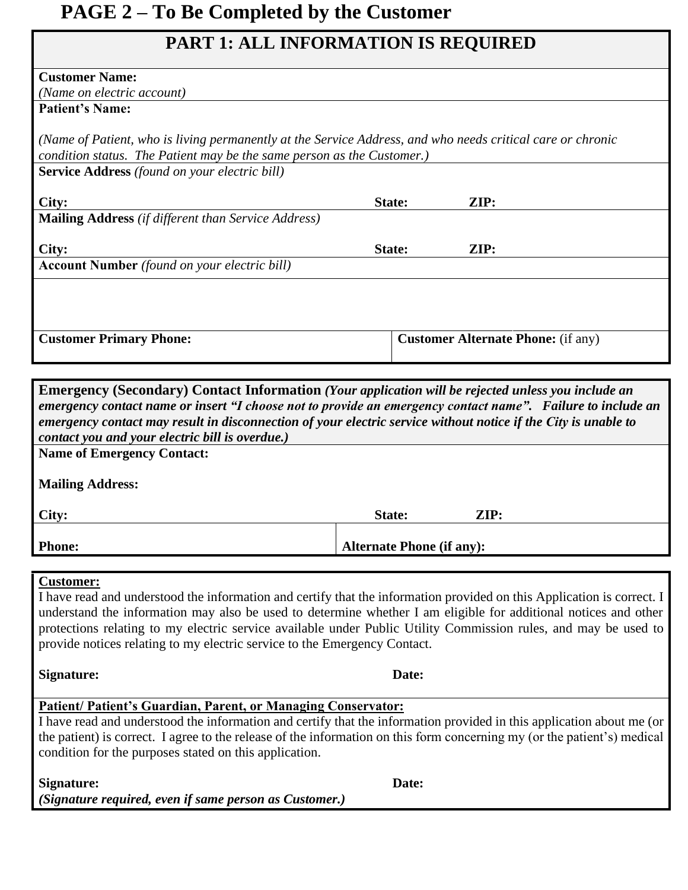# PAGE 2 – To Be Completed by the Customer

## PART 1: ALL INFORMATION IS REQUIRED

**Customer Name:**
*(Name on electric account)*

**Patient's Name:**

*(Name of Patient, who is living permanently at the Service Address, and who needs critical care or chronic condition status. The Patient may be the same person as the Customer.)*

**Service Address** *(found on your electric bill)*

**City:** **State:** **ZIP:**

**Mailing Address** *(if different than Service Address)*

**City:** **State:** **ZIP:**

**Account Number** *(found on your electric bill)*

| | |
|---|---|
| **Customer Primary Phone:** | **Customer Alternate Phone:** (if any) |

**Emergency (Secondary) Contact Information** ***(Your application will be rejected unless you include an emergency contact name or insert "I choose not to provide an emergency contact name". Failure to include an emergency contact may result in disconnection of your electric service without notice if the City is unable to contact you and your electric bill is overdue.)***

**Name of Emergency Contact:**

**Mailing Address:**

**City:** **State:** **ZIP:**

| | |
|---|---|
| **Phone:** | **Alternate Phone (if any):** |

**Customer:**
I have read and understood the information and certify that the information provided on this Application is correct. I understand the information may also be used to determine whether I am eligible for additional notices and other protections relating to my electric service available under Public Utility Commission rules, and may be used to provide notices relating to my electric service to the Emergency Contact.

**Signature:** **Date:**

**Patient/ Patient's Guardian, Parent, or Managing Conservator:**
I have read and understood the information and certify that the information provided in this application about me (or the patient) is correct. I agree to the release of the information on this form concerning my (or the patient's) medical condition for the purposes stated on this application.

**Signature:** **Date:**
***(Signature required, even if same person as Customer.)***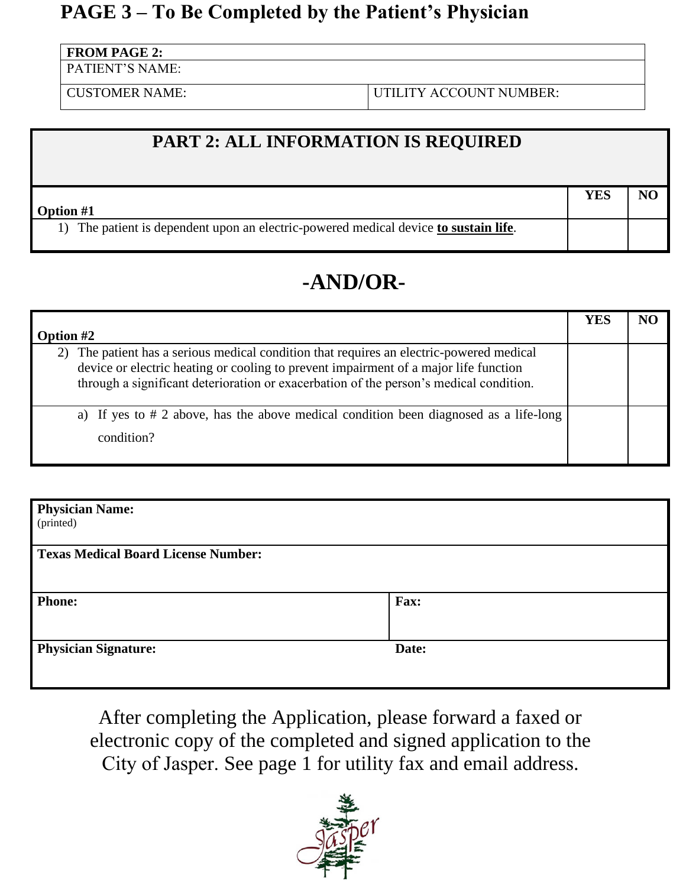# PAGE 3 – To Be Completed by the Patient's Physician

| **FROM PAGE 2:** | |
|---|---|
| PATIENT'S NAME: | |
| CUSTOMER NAME: | UTILITY ACCOUNT NUMBER: |

## PART 2: ALL INFORMATION IS REQUIRED

| **Option #1** | **YES** | **NO** |
|---|---|---|
| 1) The patient is dependent upon an electric-powered medical device **to sustain life**. | | |

## -AND/OR-

| **Option #2** | **YES** | **NO** |
|---|---|---|
| 2) The patient has a serious medical condition that requires an electric-powered medical device or electric heating or cooling to prevent impairment of a major life function through a significant deterioration or exacerbation of the person's medical condition. | | |
| a) If yes to # 2 above, has the above medical condition been diagnosed as a life-long condition? | | |

| | |
|---|---|
| **Physician Name:** (printed) | |
| **Texas Medical Board License Number:** | |
| **Phone:** | **Fax:** |
| **Physician Signature:** | **Date:** |

After completing the Application, please forward a faxed or electronic copy of the completed and signed application to the City of Jasper. See page 1 for utility fax and email address.